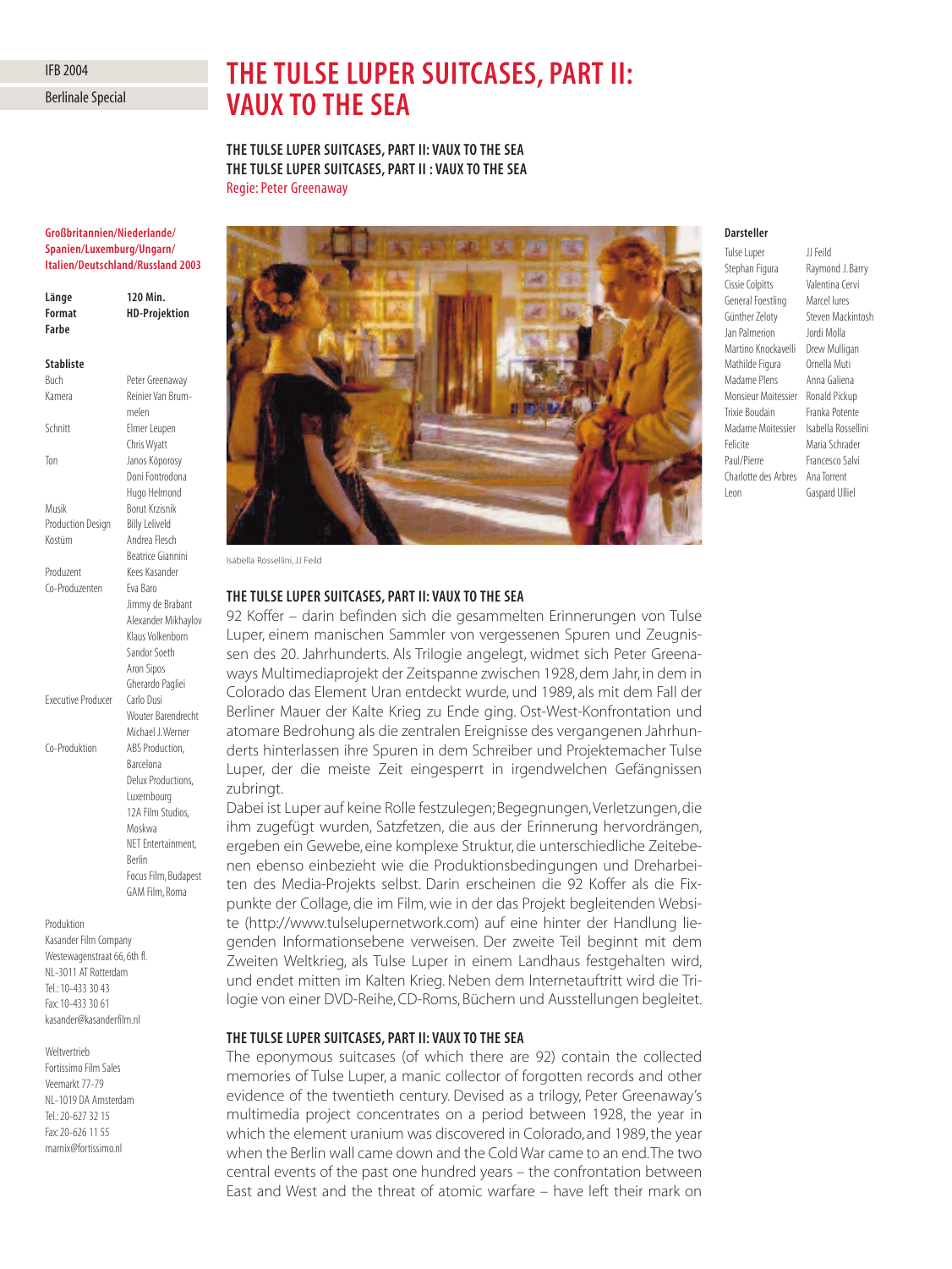IFB 2004

Berlinale Special

# THE TULSE LUPER SUITCASES, PART II: VAUX TO THE SEA

**THE TULSE LUPER SUITCASES, PART II: VAUX TO THE SEA**
**THE TULSE LUPER SUITCASES, PART II : VAUX TO THE SEA**
Regie: Peter Greenaway

**Großbritannien/Niederlande/Spanien/Luxemburg/Ungarn/Italien/Deutschland/Russland 2003**

| | |
|---|---|
| **Länge** | **120 Min.** |
| **Format** | **HD-Projektion** |
| **Farbe** | |

**Stabliste**

| | |
|---|---|
| Buch | Peter Greenaway |
| Kamera | Reinier Van Brummelen |
| Schnitt | Elmer Leupen, Chris Wyatt |
| Ton | Janos Köporosy, Doni Fontrodona, Hugo Helmond |
| Musik | Borut Krzisnik |
| Production Design | Billy Leliveld |
| Kostüm | Andrea Flesch, Beatrice Giannini |
| Produzent | Kees Kasander |
| Co-Produzenten | Eva Baro, Jimmy de Brabant, Alexander Mikhaylov, Klaus Volkenborn, Sandor Soeth, Aron Sipos, Gherardo Pagliei |
| Executive Producer | Carlo Dusi, Wouter Barendrecht, Michael J. Werner |
| Co-Produktion | ABS Production, Barcelona; Delux Productions, Luxembourg; 12A Film Studios, Moskwa; NET Entertainment, Berlin; Focus Film, Budapest; GAM Film, Roma |

Produktion
Kasander Film Company
Westewagenstraat 66, 6th fl.
NL-3011 AT Rotterdam
Tel.: 10-433 30 43
Fax: 10-433 30 61
kasander@kasanderfilm.nl

Weltvertrieb
Fortissimo Film Sales
Veemarkt 77-79
NL-1019 DA Amsterdam
Tel.: 20-627 32 15
Fax: 20-626 11 55
marnix@fortissimo.nl

Isabella Rossellini, JJ Feild

**Darsteller**

| | |
|---|---|
| Tulse Luper | JJ Feild |
| Stephan Figura | Raymond J. Barry |
| Cissie Colpitts | Valentina Cervi |
| General Foestling | Marcel Iures |
| Günther Zeloty | Steven Mackintosh |
| Jan Palmerion | Jordi Molla |
| Martino Knockavelli | Drew Mulligan |
| Mathilde Figura | Ornella Muti |
| Madame Plens | Anna Galiena |
| Monsieur Moitessier | Ronald Pickup |
| Trixie Boudain | Franka Potente |
| Madame Moitessier | Isabella Rossellini |
| Felicite | Maria Schrader |
| Paul/Pierre | Francesco Salvi |
| Charlotte des Arbres | Ana Torrent |
| Leon | Gaspard Ulliel |

### THE TULSE LUPER SUITCASES, PART II: VAUX TO THE SEA

92 Koffer – darin befinden sich die gesammelten Erinnerungen von Tulse Luper, einem manischen Sammler von vergessenen Spuren und Zeugnissen des 20. Jahrhunderts. Als Trilogie angelegt, widmet sich Peter Greenaways Multimediaprojekt der Zeitspanne zwischen 1928, dem Jahr, in dem in Colorado das Element Uran entdeckt wurde, und 1989, als mit dem Fall der Berliner Mauer der Kalte Krieg zu Ende ging. Ost-West-Konfrontation und atomare Bedrohung als die zentralen Ereignisse des vergangenen Jahrhunderts hinterlassen ihre Spuren in dem Schreiber und Projektemacher Tulse Luper, der die meiste Zeit eingesperrt in irgendwelchen Gefängnissen zubringt.

Dabei ist Luper auf keine Rolle festzulegen; Begegnungen, Verletzungen, die ihm zugefügt wurden, Satzfetzen, die aus der Erinnerung hervordrängen, ergeben ein Gewebe, eine komplexe Struktur, die unterschiedliche Zeitebenen ebenso einbezieht wie die Produktionsbedingungen und Dreharbeiten des Media-Projekts selbst. Darin erscheinen die 92 Koffer als die Fixpunkte der Collage, die im Film, wie in der das Projekt begleitenden Website (http://www.tulselupernetwork.com) auf eine hinter der Handlung liegenden Informationsebene verweisen. Der zweite Teil beginnt mit dem Zweiten Weltkrieg, als Tulse Luper in einem Landhaus festgehalten wird, und endet mitten im Kalten Krieg. Neben dem Internetauftritt wird die Trilogie von einer DVD-Reihe, CD-Roms, Büchern und Ausstellungen begleitet.

### THE TULSE LUPER SUITCASES, PART II: VAUX TO THE SEA

The eponymous suitcases (of which there are 92) contain the collected memories of Tulse Luper, a manic collector of forgotten records and other evidence of the twentieth century. Devised as a trilogy, Peter Greenaway's multimedia project concentrates on a period between 1928, the year in which the element uranium was discovered in Colorado, and 1989, the year when the Berlin wall came down and the Cold War came to an end. The two central events of the past one hundred years – the confrontation between East and West and the threat of atomic warfare – have left their mark on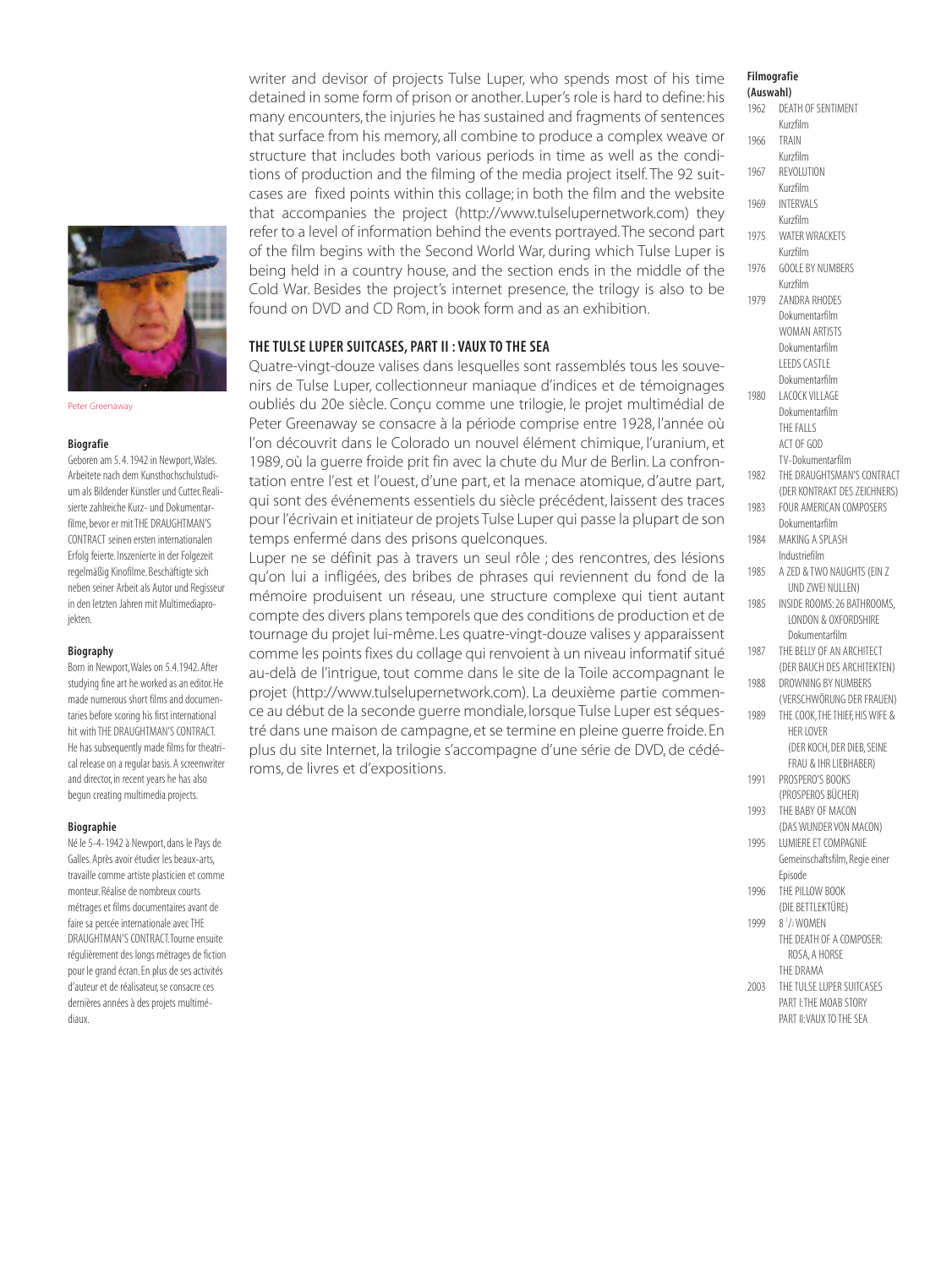writer and devisor of projects Tulse Luper, who spends most of his time detained in some form of prison or another. Luper's role is hard to define: his many encounters, the injuries he has sustained and fragments of sentences that surface from his memory, all combine to produce a complex weave or structure that includes both various periods in time as well as the conditions of production and the filming of the media project itself. The 92 suitcases are fixed points within this collage; in both the film and the website that accompanies the project (http://www.tulselupernetwork.com) they refer to a level of information behind the events portrayed. The second part of the film begins with the Second World War, during which Tulse Luper is being held in a country house, and the section ends in the middle of the Cold War. Besides the project's internet presence, the trilogy is also to be found on DVD and CD Rom, in book form and as an exhibition.

### THE TULSE LUPER SUITCASES, PART II : VAUX TO THE SEA

Quatre-vingt-douze valises dans lesquelles sont rassemblés tous les souvenirs de Tulse Luper, collectionneur maniaque d'indices et de témoignages oubliés du 20e siècle. Conçu comme une trilogie, le projet multimédial de Peter Greenaway se consacre à la période comprise entre 1928, l'année où l'on découvrit dans le Colorado un nouvel élément chimique, l'uranium, et 1989, où la guerre froide prit fin avec la chute du Mur de Berlin. La confrontation entre l'est et l'ouest, d'une part, et la menace atomique, d'autre part, qui sont des événements essentiels du siècle précédent, laissent des traces pour l'écrivain et initiateur de projets Tulse Luper qui passe la plupart de son temps enfermé dans des prisons quelconques.

Luper ne se définit pas à travers un seul rôle ; des rencontres, des lésions qu'on lui a infligées, des bribes de phrases qui reviennent du fond de la mémoire produisent un réseau, une structure complexe qui tient autant compte des divers plans temporels que des conditions de production et de tournage du projet lui-même. Les quatre-vingt-douze valises y apparaissent comme les points fixes du collage qui renvoient à un niveau informatif situé au-delà de l'intrigue, tout comme dans le site de la Toile accompagnant le projet (http://www.tulselupernetwork.com). La deuxième partie commence au début de la seconde guerre mondiale, lorsque Tulse Luper est séquestré dans une maison de campagne, et se termine en pleine guerre froide. En plus du site Internet, la trilogie s'accompagne d'une série de DVD, de cédéroms, de livres et d'expositions.

Peter Greenaway

**Biografie**

Geboren am 5.4.1942 in Newport, Wales. Arbeitete nach dem Kunsthochschulstudium als Bildender Künstler und Cutter. Realisierte zahlreiche Kurz- und Dokumentarfilme, bevor er mit THE DRAUGHTMAN'S CONTRACT seinen ersten internationalen Erfolg feierte. Inszenierte in der Folgezeit regelmäßig Kinofilme. Beschäftigte sich neben seiner Arbeit als Autor und Regisseur in den letzten Jahren mit Multimediaprojekten.

**Biography**

Born in Newport, Wales on 5.4.1942. After studying fine art he worked as an editor. He made numerous short films and documentaries before scoring his first international hit with THE DRAUGHTMAN'S CONTRACT. He has subsequently made films for theatrical release on a regular basis. A screenwriter and director, in recent years he has also begun creating multimedia projects.

**Biographie**

Né le 5-4-1942 à Newport, dans le Pays de Galles. Après avoir étudier les beaux-arts, travaille comme artiste plasticien et comme monteur. Réalise de nombreux courts métrages et films documentaires avant de faire sa percée internationale avec THE DRAUGHTMAN'S CONTRACT. Tourne ensuite régulièrement des longs métrages de fiction pour le grand écran. En plus de ses activités d'auteur et de réalisateur, se consacre ces dernières années à des projets multimédiaux.

**Filmografie (Auswahl)**

1962 DEATH OF SENTIMENT
Kurzfilm
1966 TRAIN
Kurzfilm
1967 REVOLUTION
Kurzfilm
1969 INTERVALS
Kurzfilm
1975 WATER WRACKETS
Kurzfilm
1976 GOOLE BY NUMBERS
Kurzfilm
1979 ZANDRA RHODES
Dokumentarfilm
WOMAN ARTISTS
Dokumentarfilm
LEEDS CASTLE
Dokumentarfilm
1980 LACOCK VILLAGE
Dokumentarfilm
THE FALLS
ACT OF GOD
TV-Dokumentarfilm
1982 THE DRAUGHTSMAN'S CONTRACT
(DER KONTRAKT DES ZEICHNERS)
1983 FOUR AMERICAN COMPOSERS
Dokumentarfilm
1984 MAKING A SPLASH
Industriefilm
1985 A ZED & TWO NAUGHTS (EIN Z UND ZWEI NULLEN)
1985 INSIDE ROOMS: 26 BATHROOMS, LONDON & OXFORDSHIRE
Dokumentarfilm
1987 THE BELLY OF AN ARCHITECT
(DER BAUCH DES ARCHITEKTEN)
1988 DROWNING BY NUMBERS
(VERSCHWÖRUNG DER FRAUEN)
1989 THE COOK, THE THIEF, HIS WIFE & HER LOVER
(DER KOCH, DER DIEB, SEINE FRAU & IHR LIEBHABER)
1991 PROSPERO'S BOOKS
(PROSPEROS BÜCHER)
1993 THE BABY OF MACON
(DAS WUNDER VON MACON)
1995 LUMIERE ET COMPAGNIE
Gemeinschaftsfilm, Regie einer Episode
1996 THE PILLOW BOOK
(DIE BETTLEKTÜRE)
1999 8 1/2 WOMEN
THE DEATH OF A COMPOSER: ROSA, A HORSE
THE DRAMA
2003 THE TULSE LUPER SUITCASES
PART I: THE MOAB STORY
PART II: VAUX TO THE SEA